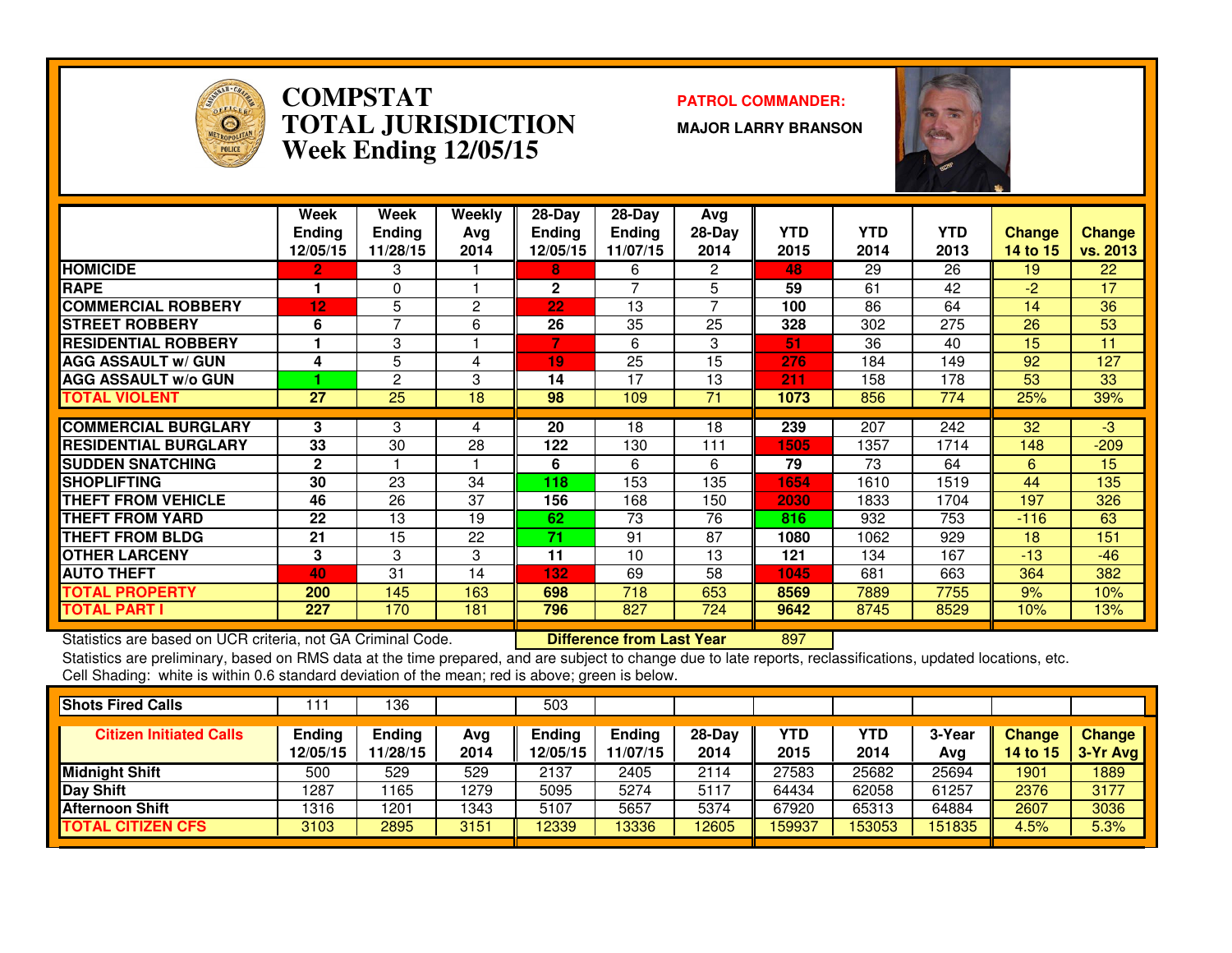# COMPSTAT
# TOTAL JURISDICTION
## Week Ending 12/05/15

**PATROL COMMANDER:**

**MAJOR LARRY BRANSON**

| | Week Ending 12/05/15 | Week Ending 11/28/15 | Weekly Avg 2014 | 28-Day Ending 12/05/15 | 28-Day Ending 11/07/15 | Avg 28-Day 2014 | YTD 2015 | YTD 2014 | YTD 2013 | Change 14 to 15 | Change vs. 2013 |
|---|---|---|---|---|---|---|---|---|---|---|---|
| HOMICIDE | 2 | 3 | 1 | 8 | 6 | 2 | 48 | 29 | 26 | 19 | 22 |
| RAPE | 1 | 0 | 1 | 2 | 7 | 5 | 59 | 61 | 42 | -2 | 17 |
| COMMERCIAL ROBBERY | 12 | 5 | 2 | 22 | 13 | 7 | 100 | 86 | 64 | 14 | 36 |
| STREET ROBBERY | 6 | 7 | 6 | 26 | 35 | 25 | 328 | 302 | 275 | 26 | 53 |
| RESIDENTIAL ROBBERY | 1 | 3 | 1 | 7 | 6 | 3 | 51 | 36 | 40 | 15 | 11 |
| AGG ASSAULT w/ GUN | 4 | 5 | 4 | 19 | 25 | 15 | 276 | 184 | 149 | 92 | 127 |
| AGG ASSAULT w/o GUN | 1 | 2 | 3 | 14 | 17 | 13 | 211 | 158 | 178 | 53 | 33 |
| TOTAL VIOLENT | 27 | 25 | 18 | 98 | 109 | 71 | 1073 | 856 | 774 | 25% | 39% |
| COMMERCIAL BURGLARY | 3 | 3 | 4 | 20 | 18 | 18 | 239 | 207 | 242 | 32 | -3 |
| RESIDENTIAL BURGLARY | 33 | 30 | 28 | 122 | 130 | 111 | 1505 | 1357 | 1714 | 148 | -209 |
| SUDDEN SNATCHING | 2 | 1 | 1 | 6 | 6 | 6 | 79 | 73 | 64 | 6 | 15 |
| SHOPLIFTING | 30 | 23 | 34 | 118 | 153 | 135 | 1654 | 1610 | 1519 | 44 | 135 |
| THEFT FROM VEHICLE | 46 | 26 | 37 | 156 | 168 | 150 | 2030 | 1833 | 1704 | 197 | 326 |
| THEFT FROM YARD | 22 | 13 | 19 | 62 | 73 | 76 | 816 | 932 | 753 | -116 | 63 |
| THEFT FROM BLDG | 21 | 15 | 22 | 71 | 91 | 87 | 1080 | 1062 | 929 | 18 | 151 |
| OTHER LARCENY | 3 | 3 | 3 | 11 | 10 | 13 | 121 | 134 | 167 | -13 | -46 |
| AUTO THEFT | 40 | 31 | 14 | 132 | 69 | 58 | 1045 | 681 | 663 | 364 | 382 |
| TOTAL PROPERTY | 200 | 145 | 163 | 698 | 718 | 653 | 8569 | 7889 | 7755 | 9% | 10% |
| TOTAL PART I | 227 | 170 | 181 | 796 | 827 | 724 | 9642 | 8745 | 8529 | 10% | 13% |

Statistics are based on UCR criteria, not GA Criminal Code. **Difference from Last Year** 897

Statistics are preliminary, based on RMS data at the time prepared, and are subject to change due to late reports, reclassifications, updated locations, etc.
Cell Shading: white is within 0.6 standard deviation of the mean; red is above; green is below.

| Shots Fired Calls | 111 | 136 | | 503 | | | | | | | |
|---|---|---|---|---|---|---|---|---|---|---|---|
| **Citizen Initiated Calls** | **Ending 12/05/15** | **Ending 11/28/15** | **Avg 2014** | **Ending 12/05/15** | **Ending 11/07/15** | **28-Day 2014** | **YTD 2015** | **YTD 2014** | **3-Year Avg** | **Change 14 to 15** | **Change 3-Yr Avg** |
| Midnight Shift | 500 | 529 | 529 | 2137 | 2405 | 2114 | 27583 | 25682 | 25694 | 1901 | 1889 |
| Day Shift | 1287 | 1165 | 1279 | 5095 | 5274 | 5117 | 64434 | 62058 | 61257 | 2376 | 3177 |
| Afternoon Shift | 1316 | 1201 | 1343 | 5107 | 5657 | 5374 | 67920 | 65313 | 64884 | 2607 | 3036 |
| TOTAL CITIZEN CFS | 3103 | 2895 | 3151 | 12339 | 13336 | 12605 | 159937 | 153053 | 151835 | 4.5% | 5.3% |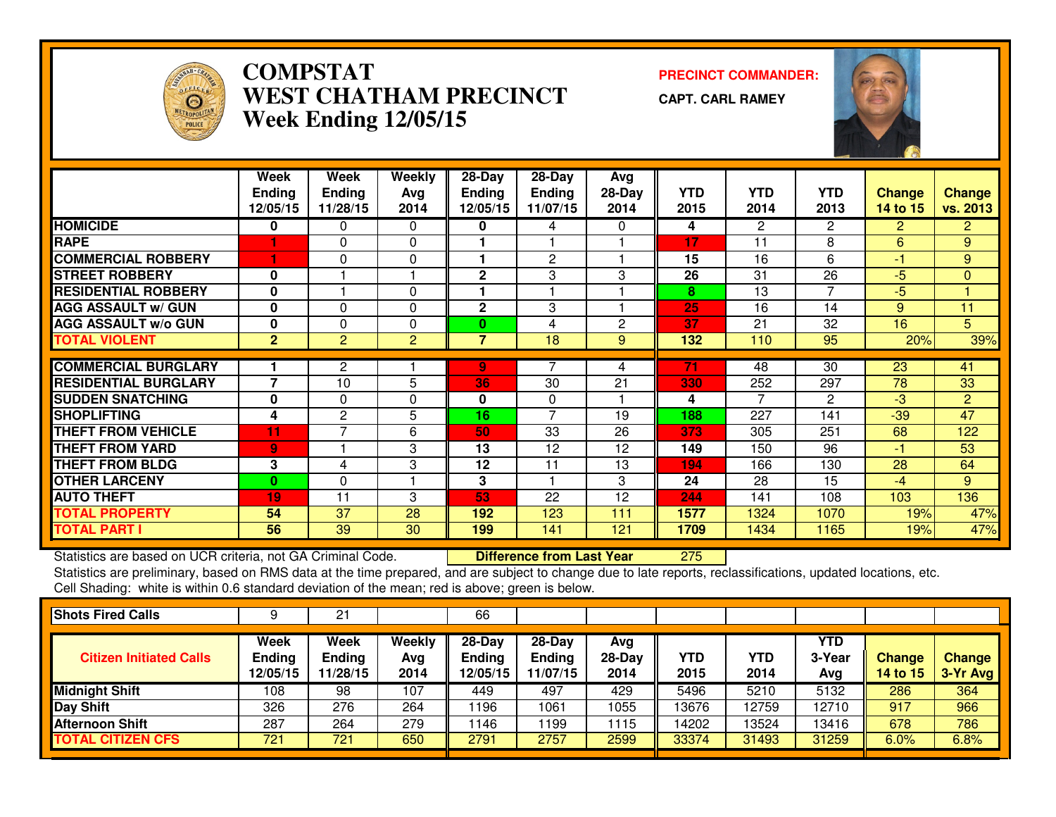# COMPSTAT
# WEST CHATHAM PRECINCT
## Week Ending 12/05/15

**PRECINCT COMMANDER:**

**CAPT. CARL RAMEY**

| | Week Ending 12/05/15 | Week Ending 11/28/15 | Weekly Avg 2014 | 28-Day Ending 12/05/15 | 28-Day Ending 11/07/15 | Avg 28-Day 2014 | YTD 2015 | YTD 2014 | YTD 2013 | Change 14 to 15 | Change vs. 2013 |
|---|---|---|---|---|---|---|---|---|---|---|---|
| HOMICIDE | 0 | 0 | 0 | 0 | 4 | 0 | 4 | 2 | 2 | 2 | 2 |
| RAPE | 1 | 0 | 0 | 1 | 1 | 1 | 17 | 11 | 8 | 6 | 9 |
| COMMERCIAL ROBBERY | 1 | 0 | 0 | 1 | 2 | 1 | 15 | 16 | 6 | -1 | 9 |
| STREET ROBBERY | 0 | 1 | 1 | 2 | 3 | 3 | 26 | 31 | 26 | -5 | 0 |
| RESIDENTIAL ROBBERY | 0 | 1 | 0 | 1 | 1 | 1 | 8 | 13 | 7 | -5 | 1 |
| AGG ASSAULT w/ GUN | 0 | 0 | 0 | 2 | 3 | 1 | 25 | 16 | 14 | 9 | 11 |
| AGG ASSAULT w/o GUN | 0 | 0 | 0 | 0 | 4 | 2 | 37 | 21 | 32 | 16 | 5 |
| TOTAL VIOLENT | 2 | 2 | 2 | 7 | 18 | 9 | 132 | 110 | 95 | 20% | 39% |
| COMMERCIAL BURGLARY | 1 | 2 | 1 | 9 | 7 | 4 | 71 | 48 | 30 | 23 | 41 |
| RESIDENTIAL BURGLARY | 7 | 10 | 5 | 36 | 30 | 21 | 330 | 252 | 297 | 78 | 33 |
| SUDDEN SNATCHING | 0 | 0 | 0 | 0 | 0 | 1 | 4 | 7 | 2 | -3 | 2 |
| SHOPLIFTING | 4 | 2 | 5 | 16 | 7 | 19 | 188 | 227 | 141 | -39 | 47 |
| THEFT FROM VEHICLE | 11 | 7 | 6 | 50 | 33 | 26 | 373 | 305 | 251 | 68 | 122 |
| THEFT FROM YARD | 9 | 1 | 3 | 13 | 12 | 12 | 149 | 150 | 96 | -1 | 53 |
| THEFT FROM BLDG | 3 | 4 | 3 | 12 | 11 | 13 | 194 | 166 | 130 | 28 | 64 |
| OTHER LARCENY | 0 | 0 | 1 | 3 | 1 | 3 | 24 | 28 | 15 | -4 | 9 |
| AUTO THEFT | 19 | 11 | 3 | 53 | 22 | 12 | 244 | 141 | 108 | 103 | 136 |
| TOTAL PROPERTY | 54 | 37 | 28 | 192 | 123 | 111 | 1577 | 1324 | 1070 | 19% | 47% |
| TOTAL PART I | 56 | 39 | 30 | 199 | 141 | 121 | 1709 | 1434 | 1165 | 19% | 47% |

Statistics are based on UCR criteria, not GA Criminal Code. **Difference from Last Year** 275

Statistics are preliminary, based on RMS data at the time prepared, and are subject to change due to late reports, reclassifications, updated locations, etc.

Cell Shading: white is within 0.6 standard deviation of the mean; red is above; green is below.

| Shots Fired Calls | 9 | 21 | | 66 | | | | | | | |
|---|---|---|---|---|---|---|---|---|---|---|---|
| **Citizen Initiated Calls** | **Week Ending 12/05/15** | **Week Ending 11/28/15** | **Weekly Avg 2014** | **28-Day Ending 12/05/15** | **28-Day Ending 11/07/15** | **Avg 28-Day 2014** | **YTD 2015** | **YTD 2014** | **YTD 3-Year Avg** | **Change 14 to 15** | **Change 3-Yr Avg** |
| Midnight Shift | 108 | 98 | 107 | 449 | 497 | 429 | 5496 | 5210 | 5132 | 286 | 364 |
| Day Shift | 326 | 276 | 264 | 1196 | 1061 | 1055 | 13676 | 12759 | 12710 | 917 | 966 |
| Afternoon Shift | 287 | 264 | 279 | 1146 | 1199 | 1115 | 14202 | 13524 | 13416 | 678 | 786 |
| TOTAL CITIZEN CFS | 721 | 721 | 650 | 2791 | 2757 | 2599 | 33374 | 31493 | 31259 | 6.0% | 6.8% |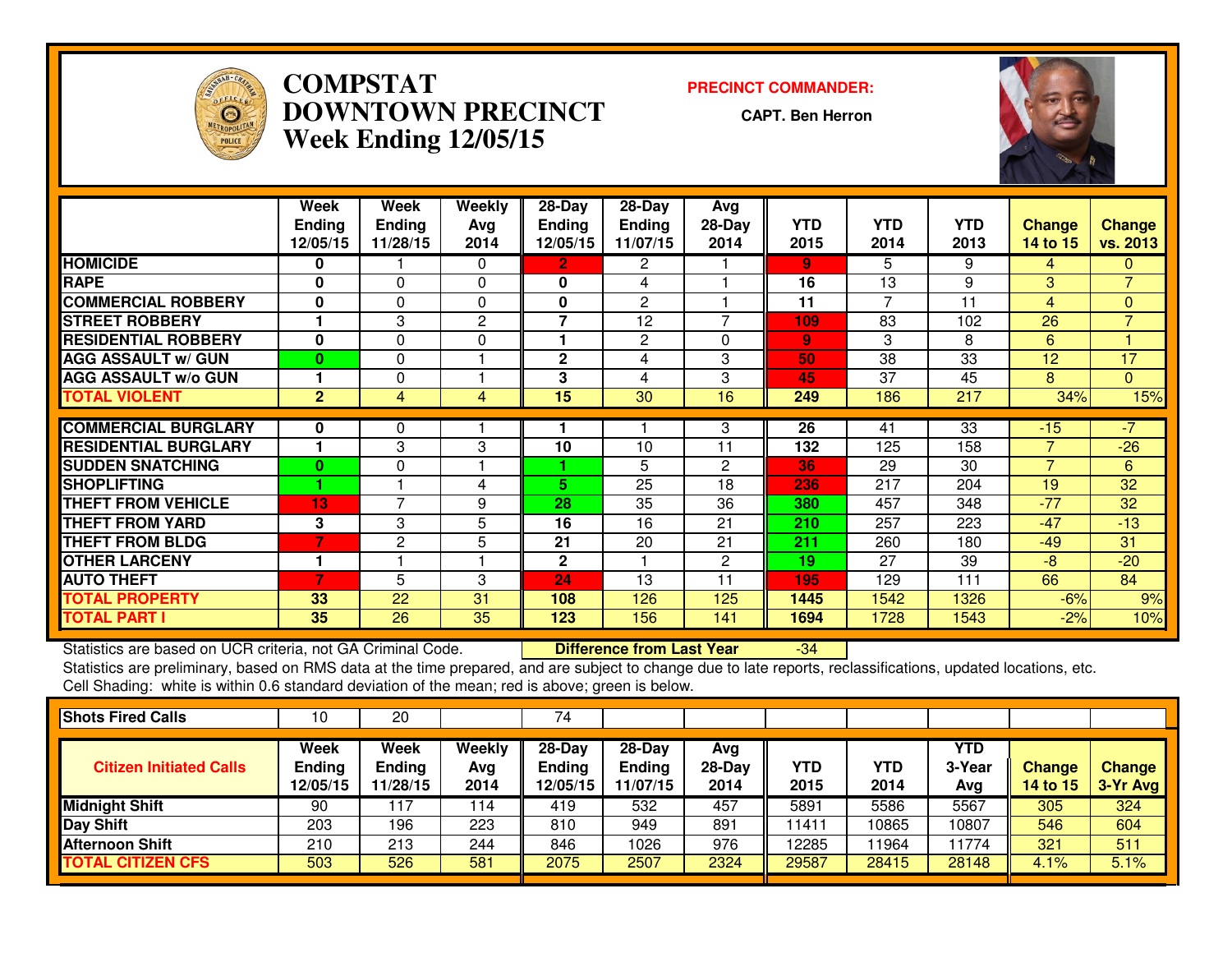# COMPSTAT
# DOWNTOWN PRECINCT
# Week Ending 12/05/15

**PRECINCT COMMANDER:**

**CAPT. Ben Herron**

| | Week Ending 12/05/15 | Week Ending 11/28/15 | Weekly Avg 2014 | 28-Day Ending 12/05/15 | 28-Day Ending 11/07/15 | Avg 28-Day 2014 | YTD 2015 | YTD 2014 | YTD 2013 | Change 14 to 15 | Change vs. 2013 |
|---|---|---|---|---|---|---|---|---|---|---|---|
| HOMICIDE | 0 | 1 | 0 | 2 | 2 | 1 | 9 | 5 | 9 | 4 | 0 |
| RAPE | 0 | 0 | 0 | 0 | 4 | 1 | 16 | 13 | 9 | 3 | 7 |
| COMMERCIAL ROBBERY | 0 | 0 | 0 | 0 | 2 | 1 | 11 | 7 | 11 | 4 | 0 |
| STREET ROBBERY | 1 | 3 | 2 | 7 | 12 | 7 | 109 | 83 | 102 | 26 | 7 |
| RESIDENTIAL ROBBERY | 0 | 0 | 0 | 1 | 2 | 0 | 9 | 3 | 8 | 6 | 1 |
| AGG ASSAULT w/ GUN | 0 | 0 | 1 | 2 | 4 | 3 | 50 | 38 | 33 | 12 | 17 |
| AGG ASSAULT w/o GUN | 1 | 0 | 1 | 3 | 4 | 3 | 45 | 37 | 45 | 8 | 0 |
| TOTAL VIOLENT | 2 | 4 | 4 | 15 | 30 | 16 | 249 | 186 | 217 | 34% | 15% |
| COMMERCIAL BURGLARY | 0 | 0 | 1 | 1 | 1 | 3 | 26 | 41 | 33 | -15 | -7 |
| RESIDENTIAL BURGLARY | 1 | 3 | 3 | 10 | 10 | 11 | 132 | 125 | 158 | 7 | -26 |
| SUDDEN SNATCHING | 0 | 0 | 1 | 1 | 5 | 2 | 36 | 29 | 30 | 7 | 6 |
| SHOPLIFTING | 1 | 1 | 4 | 5 | 25 | 18 | 236 | 217 | 204 | 19 | 32 |
| THEFT FROM VEHICLE | 13 | 7 | 9 | 28 | 35 | 36 | 380 | 457 | 348 | -77 | 32 |
| THEFT FROM YARD | 3 | 3 | 5 | 16 | 16 | 21 | 210 | 257 | 223 | -47 | -13 |
| THEFT FROM BLDG | 7 | 2 | 5 | 21 | 20 | 21 | 211 | 260 | 180 | -49 | 31 |
| OTHER LARCENY | 1 | 1 | 1 | 2 | 1 | 2 | 19 | 27 | 39 | -8 | -20 |
| AUTO THEFT | 7 | 5 | 3 | 24 | 13 | 11 | 195 | 129 | 111 | 66 | 84 |
| TOTAL PROPERTY | 33 | 22 | 31 | 108 | 126 | 125 | 1445 | 1542 | 1326 | -6% | 9% |
| TOTAL PART I | 35 | 26 | 35 | 123 | 156 | 141 | 1694 | 1728 | 1543 | -2% | 10% |

Statistics are based on UCR criteria, not GA Criminal Code. **Difference from Last Year** -34

Statistics are preliminary, based on RMS data at the time prepared, and are subject to change due to late reports, reclassifications, updated locations, etc.

Cell Shading: white is within 0.6 standard deviation of the mean; red is above; green is below.

| Shots Fired Calls | 10 | 20 | | 74 | | | | | | | |
|---|---|---|---|---|---|---|---|---|---|---|---|
| **Citizen Initiated Calls** | **Week Ending 12/05/15** | **Week Ending 11/28/15** | **Weekly Avg 2014** | **28-Day Ending 12/05/15** | **28-Day Ending 11/07/15** | **Avg 28-Day 2014** | **YTD 2015** | **YTD 2014** | **YTD 3-Year Avg** | **Change 14 to 15** | **Change 3-Yr Avg** |
| Midnight Shift | 90 | 117 | 114 | 419 | 532 | 457 | 5891 | 5586 | 5567 | 305 | 324 |
| Day Shift | 203 | 196 | 223 | 810 | 949 | 891 | 11411 | 10865 | 10807 | 546 | 604 |
| Afternoon Shift | 210 | 213 | 244 | 846 | 1026 | 976 | 12285 | 11964 | 11774 | 321 | 511 |
| TOTAL CITIZEN CFS | 503 | 526 | 581 | 2075 | 2507 | 2324 | 29587 | 28415 | 28148 | 4.1% | 5.1% |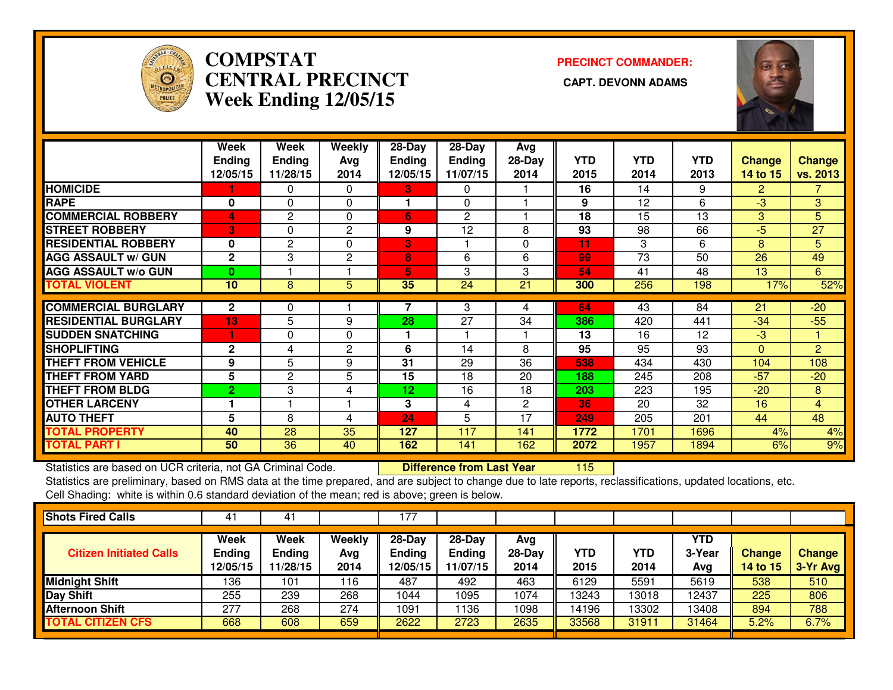# COMPSTAT CENTRAL PRECINCT
## Week Ending 12/05/15

**PRECINCT COMMANDER:**

**CAPT. DEVONN ADAMS**

| | Week Ending 12/05/15 | Week Ending 11/28/15 | Weekly Avg 2014 | 28-Day Ending 12/05/15 | 28-Day Ending 11/07/15 | Avg 28-Day 2014 | YTD 2015 | YTD 2014 | YTD 2013 | Change 14 to 15 | Change vs. 2013 |
|---|---|---|---|---|---|---|---|---|---|---|---|
| HOMICIDE | 1 | 0 | 0 | 3 | 0 | 1 | 16 | 14 | 9 | 2 | 7 |
| RAPE | 0 | 0 | 0 | 1 | 0 | 1 | 9 | 12 | 6 | -3 | 3 |
| COMMERCIAL ROBBERY | 4 | 2 | 0 | 6 | 2 | 1 | 18 | 15 | 13 | 3 | 5 |
| STREET ROBBERY | 3 | 0 | 2 | 9 | 12 | 8 | 93 | 98 | 66 | -5 | 27 |
| RESIDENTIAL ROBBERY | 0 | 2 | 0 | 3 | 1 | 0 | 11 | 3 | 6 | 8 | 5 |
| AGG ASSAULT w/ GUN | 2 | 3 | 2 | 8 | 6 | 6 | 99 | 73 | 50 | 26 | 49 |
| AGG ASSAULT w/o GUN | 0 | 1 | 1 | 5 | 3 | 3 | 54 | 41 | 48 | 13 | 6 |
| TOTAL VIOLENT | 10 | 8 | 5 | 35 | 24 | 21 | 300 | 256 | 198 | 17% | 52% |
| COMMERCIAL BURGLARY | 2 | 0 | 1 | 7 | 3 | 4 | 64 | 43 | 84 | 21 | -20 |
| RESIDENTIAL BURGLARY | 13 | 5 | 9 | 28 | 27 | 34 | 386 | 420 | 441 | -34 | -55 |
| SUDDEN SNATCHING | 1 | 0 | 0 | 1 | 1 | 1 | 13 | 16 | 12 | -3 | 1 |
| SHOPLIFTING | 2 | 4 | 2 | 6 | 14 | 8 | 95 | 95 | 93 | 0 | 2 |
| THEFT FROM VEHICLE | 9 | 5 | 9 | 31 | 29 | 36 | 538 | 434 | 430 | 104 | 108 |
| THEFT FROM YARD | 5 | 2 | 5 | 15 | 18 | 20 | 188 | 245 | 208 | -57 | -20 |
| THEFT FROM BLDG | 2 | 3 | 4 | 12 | 16 | 18 | 203 | 223 | 195 | -20 | 8 |
| OTHER LARCENY | 1 | 1 | 1 | 3 | 4 | 2 | 36 | 20 | 32 | 16 | 4 |
| AUTO THEFT | 5 | 8 | 4 | 24 | 5 | 17 | 249 | 205 | 201 | 44 | 48 |
| TOTAL PROPERTY | 40 | 28 | 35 | 127 | 117 | 141 | 1772 | 1701 | 1696 | 4% | 4% |
| TOTAL PART I | 50 | 36 | 40 | 162 | 141 | 162 | 2072 | 1957 | 1894 | 6% | 9% |

Statistics are based on UCR criteria, not GA Criminal Code. **Difference from Last Year** 115

Statistics are preliminary, based on RMS data at the time prepared, and are subject to change due to late reports, reclassifications, updated locations, etc.

Cell Shading: white is within 0.6 standard deviation of the mean; red is above; green is below.

| Shots Fired Calls | 41 | 41 | | 177 | | | | | | | |
|---|---|---|---|---|---|---|---|---|---|---|---|
| **Citizen Initiated Calls** | **Week Ending 12/05/15** | **Week Ending 11/28/15** | **Weekly Avg 2014** | **28-Day Ending 12/05/15** | **28-Day Ending 11/07/15** | **Avg 28-Day 2014** | **YTD 2015** | **YTD 2014** | **YTD 3-Year Avg** | **Change 14 to 15** | **Change 3-Yr Avg** |
| Midnight Shift | 136 | 101 | 116 | 487 | 492 | 463 | 6129 | 5591 | 5619 | 538 | 510 |
| Day Shift | 255 | 239 | 268 | 1044 | 1095 | 1074 | 13243 | 13018 | 12437 | 225 | 806 |
| Afternoon Shift | 277 | 268 | 274 | 1091 | 1136 | 1098 | 14196 | 13302 | 13408 | 894 | 788 |
| TOTAL CITIZEN CFS | 668 | 608 | 659 | 2622 | 2723 | 2635 | 33568 | 31911 | 31464 | 5.2% | 6.7% |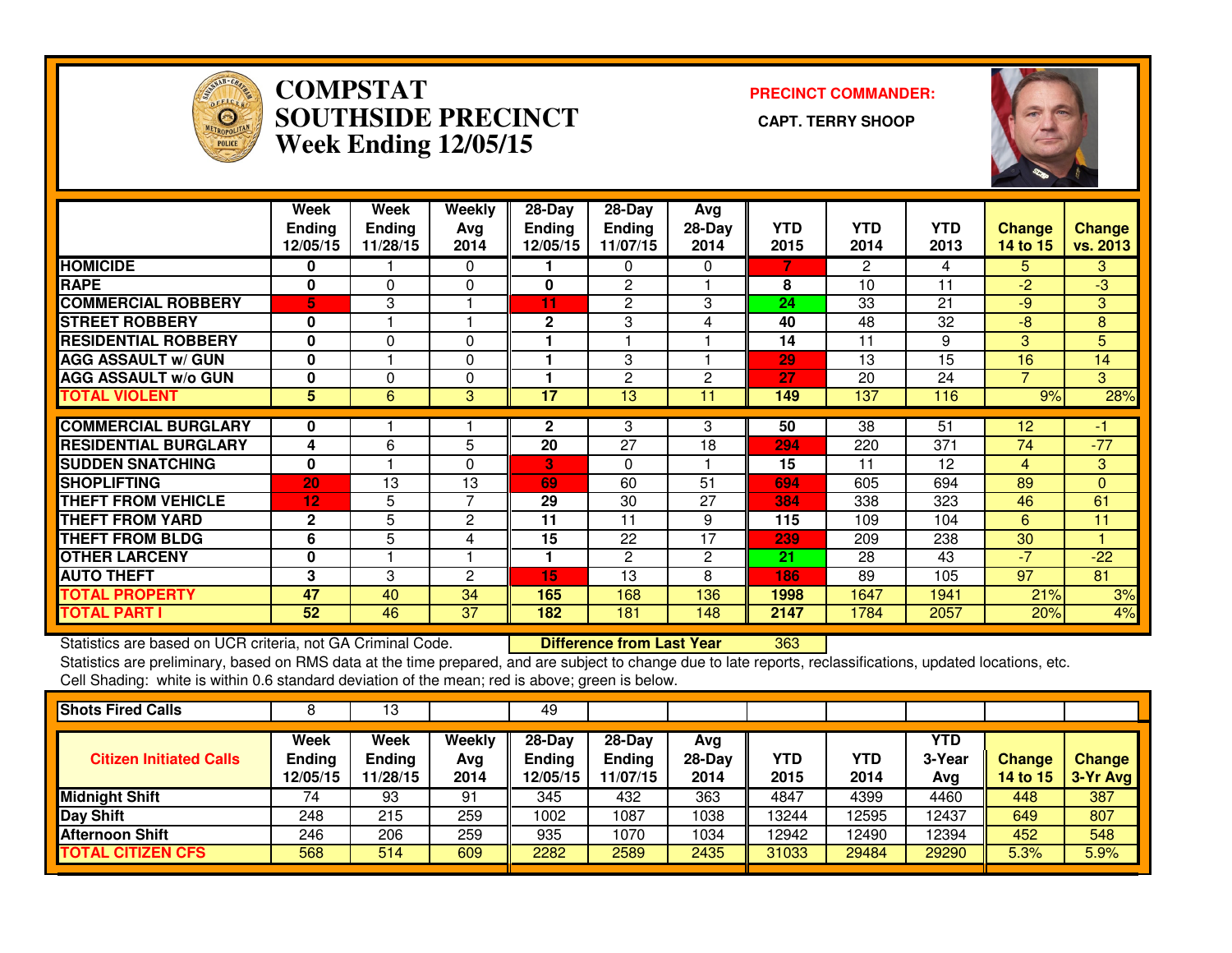# COMPSTAT SOUTHSIDE PRECINCT

## Week Ending 12/05/15

**PRECINCT COMMANDER:**

**CAPT. TERRY SHOOP**

| | Week Ending 12/05/15 | Week Ending 11/28/15 | Weekly Avg 2014 | 28-Day Ending 12/05/15 | 28-Day Ending 11/07/15 | Avg 28-Day 2014 | YTD 2015 | YTD 2014 | YTD 2013 | Change 14 to 15 | Change vs. 2013 |
|---|---|---|---|---|---|---|---|---|---|---|---|
| HOMICIDE | 0 | 1 | 0 | 1 | 0 | 0 | 7 | 2 | 4 | 5 | 3 |
| RAPE | 0 | 0 | 0 | 0 | 2 | 1 | 8 | 10 | 11 | -2 | -3 |
| COMMERCIAL ROBBERY | 5 | 3 | 1 | 11 | 2 | 3 | 24 | 33 | 21 | -9 | 3 |
| STREET ROBBERY | 0 | 1 | 1 | 2 | 3 | 4 | 40 | 48 | 32 | -8 | 8 |
| RESIDENTIAL ROBBERY | 0 | 0 | 0 | 1 | 1 | 1 | 14 | 11 | 9 | 3 | 5 |
| AGG ASSAULT w/ GUN | 0 | 1 | 0 | 1 | 3 | 1 | 29 | 13 | 15 | 16 | 14 |
| AGG ASSAULT w/o GUN | 0 | 0 | 0 | 1 | 2 | 2 | 27 | 20 | 24 | 7 | 3 |
| TOTAL VIOLENT | 5 | 6 | 3 | 17 | 13 | 11 | 149 | 137 | 116 | 9% | 28% |
| COMMERCIAL BURGLARY | 0 | 1 | 1 | 2 | 3 | 3 | 50 | 38 | 51 | 12 | -1 |
| RESIDENTIAL BURGLARY | 4 | 6 | 5 | 20 | 27 | 18 | 294 | 220 | 371 | 74 | -77 |
| SUDDEN SNATCHING | 0 | 1 | 0 | 3 | 0 | 1 | 15 | 11 | 12 | 4 | 3 |
| SHOPLIFTING | 20 | 13 | 13 | 69 | 60 | 51 | 694 | 605 | 694 | 89 | 0 |
| THEFT FROM VEHICLE | 12 | 5 | 7 | 29 | 30 | 27 | 384 | 338 | 323 | 46 | 61 |
| THEFT FROM YARD | 2 | 5 | 2 | 11 | 11 | 9 | 115 | 109 | 104 | 6 | 11 |
| THEFT FROM BLDG | 6 | 5 | 4 | 15 | 22 | 17 | 239 | 209 | 238 | 30 | 1 |
| OTHER LARCENY | 0 | 1 | 1 | 1 | 2 | 2 | 21 | 28 | 43 | -7 | -22 |
| AUTO THEFT | 3 | 3 | 2 | 15 | 13 | 8 | 186 | 89 | 105 | 97 | 81 |
| TOTAL PROPERTY | 47 | 40 | 34 | 165 | 168 | 136 | 1998 | 1647 | 1941 | 21% | 3% |
| TOTAL PART I | 52 | 46 | 37 | 182 | 181 | 148 | 2147 | 1784 | 2057 | 20% | 4% |

Statistics are based on UCR criteria, not GA Criminal Code. **Difference from Last Year** 363

Statistics are preliminary, based on RMS data at the time prepared, and are subject to change due to late reports, reclassifications, updated locations, etc.

Cell Shading: white is within 0.6 standard deviation of the mean; red is above; green is below.

| Shots Fired Calls | 8 | 13 | | 49 | | | | | | | |
|---|---|---|---|---|---|---|---|---|---|---|---|
| **Citizen Initiated Calls** | **Week Ending 12/05/15** | **Week Ending 11/28/15** | **Weekly Avg 2014** | **28-Day Ending 12/05/15** | **28-Day Ending 11/07/15** | **Avg 28-Day 2014** | **YTD 2015** | **YTD 2014** | **YTD 3-Year Avg** | **Change 14 to 15** | **Change 3-Yr Avg** |
| Midnight Shift | 74 | 93 | 91 | 345 | 432 | 363 | 4847 | 4399 | 4460 | 448 | 387 |
| Day Shift | 248 | 215 | 259 | 1002 | 1087 | 1038 | 13244 | 12595 | 12437 | 649 | 807 |
| Afternoon Shift | 246 | 206 | 259 | 935 | 1070 | 1034 | 12942 | 12490 | 12394 | 452 | 548 |
| TOTAL CITIZEN CFS | 568 | 514 | 609 | 2282 | 2589 | 2435 | 31033 | 29484 | 29290 | 5.3% | 5.9% |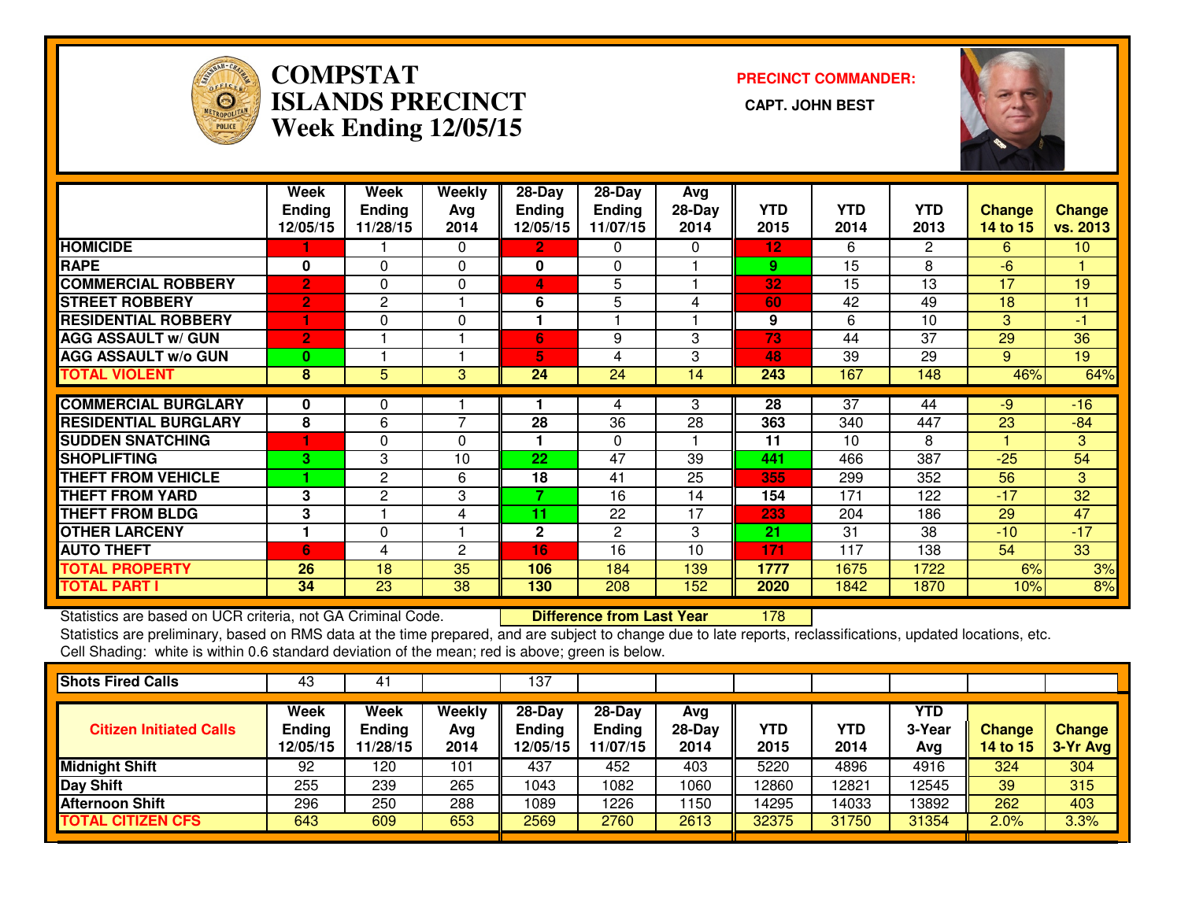# COMPSTAT
# ISLANDS PRECINCT
# Week Ending 12/05/15

**PRECINCT COMMANDER:**

**CAPT. JOHN BEST**

| | Week Ending 12/05/15 | Week Ending 11/28/15 | Weekly Avg 2014 | 28-Day Ending 12/05/15 | 28-Day Ending 11/07/15 | Avg 28-Day 2014 | YTD 2015 | YTD 2014 | YTD 2013 | Change 14 to 15 | Change vs. 2013 |
|---|---|---|---|---|---|---|---|---|---|---|---|
| HOMICIDE | 1 | 1 | 0 | 2 | 0 | 0 | 12 | 6 | 2 | 6 | 10 |
| RAPE | 0 | 0 | 0 | 0 | 0 | 1 | 9 | 15 | 8 | -6 | 1 |
| COMMERCIAL ROBBERY | 2 | 0 | 0 | 4 | 5 | 1 | 32 | 15 | 13 | 17 | 19 |
| STREET ROBBERY | 2 | 2 | 1 | 6 | 5 | 4 | 60 | 42 | 49 | 18 | 11 |
| RESIDENTIAL ROBBERY | 1 | 0 | 0 | 1 | 1 | 1 | 9 | 6 | 10 | 3 | -1 |
| AGG ASSAULT w/ GUN | 2 | 1 | 1 | 6 | 9 | 3 | 73 | 44 | 37 | 29 | 36 |
| AGG ASSAULT w/o GUN | 0 | 1 | 1 | 5 | 4 | 3 | 48 | 39 | 29 | 9 | 19 |
| TOTAL VIOLENT | 8 | 5 | 3 | 24 | 24 | 14 | 243 | 167 | 148 | 46% | 64% |
| COMMERCIAL BURGLARY | 0 | 0 | 1 | 1 | 4 | 3 | 28 | 37 | 44 | -9 | -16 |
| RESIDENTIAL BURGLARY | 8 | 6 | 7 | 28 | 36 | 28 | 363 | 340 | 447 | 23 | -84 |
| SUDDEN SNATCHING | 1 | 0 | 0 | 1 | 0 | 1 | 11 | 10 | 8 | 1 | 3 |
| SHOPLIFTING | 3 | 3 | 10 | 22 | 47 | 39 | 441 | 466 | 387 | -25 | 54 |
| THEFT FROM VEHICLE | 1 | 2 | 6 | 18 | 41 | 25 | 355 | 299 | 352 | 56 | 3 |
| THEFT FROM YARD | 3 | 2 | 3 | 7 | 16 | 14 | 154 | 171 | 122 | -17 | 32 |
| THEFT FROM BLDG | 3 | 1 | 4 | 11 | 22 | 17 | 233 | 204 | 186 | 29 | 47 |
| OTHER LARCENY | 1 | 0 | 1 | 2 | 2 | 3 | 21 | 31 | 38 | -10 | -17 |
| AUTO THEFT | 6 | 4 | 2 | 16 | 16 | 10 | 171 | 117 | 138 | 54 | 33 |
| TOTAL PROPERTY | 26 | 18 | 35 | 106 | 184 | 139 | 1777 | 1675 | 1722 | 6% | 3% |
| TOTAL PART I | 34 | 23 | 38 | 130 | 208 | 152 | 2020 | 1842 | 1870 | 10% | 8% |

Statistics are based on UCR criteria, not GA Criminal Code. **Difference from Last Year** 178

Statistics are preliminary, based on RMS data at the time prepared, and are subject to change due to late reports, reclassifications, updated locations, etc.
Cell Shading: white is within 0.6 standard deviation of the mean; red is above; green is below.

| Shots Fired Calls | 43 | 41 | | 137 | | | | | | | |
|---|---|---|---|---|---|---|---|---|---|---|---|
| **Citizen Initiated Calls** | **Week Ending 12/05/15** | **Week Ending 11/28/15** | **Weekly Avg 2014** | **28-Day Ending 12/05/15** | **28-Day Ending 11/07/15** | **Avg 28-Day 2014** | **YTD 2015** | **YTD 2014** | **YTD 3-Year Avg** | **Change 14 to 15** | **Change 3-Yr Avg** |
| Midnight Shift | 92 | 120 | 101 | 437 | 452 | 403 | 5220 | 4896 | 4916 | 324 | 304 |
| Day Shift | 255 | 239 | 265 | 1043 | 1082 | 1060 | 12860 | 12821 | 12545 | 39 | 315 |
| Afternoon Shift | 296 | 250 | 288 | 1089 | 1226 | 1150 | 14295 | 14033 | 13892 | 262 | 403 |
| TOTAL CITIZEN CFS | 643 | 609 | 653 | 2569 | 2760 | 2613 | 32375 | 31750 | 31354 | 2.0% | 3.3% |